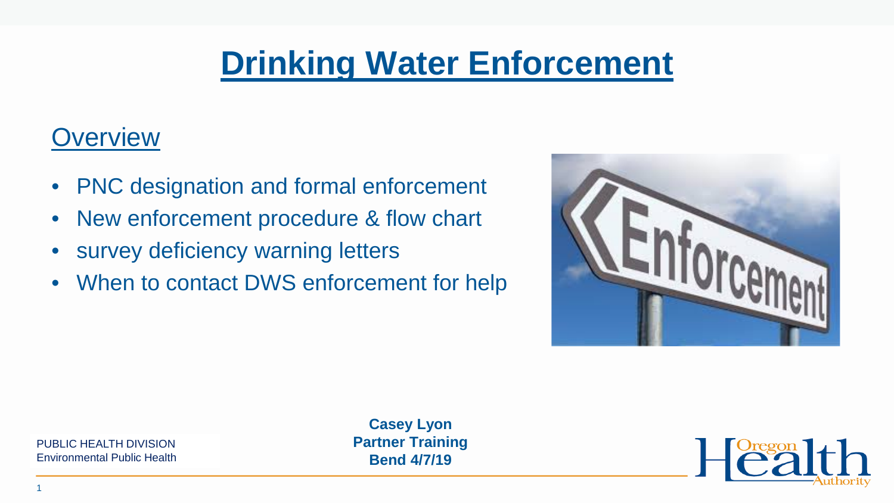# Drinking Water Enforcement

## Overview

- PNC designation and formal enforcement
- New enforcement procedure & flow chart
- survey deficiency warning letters
- When to contact DWS enforcement for help

**Casey Lyon**
**Partner Training**
**Bend 4/7/19**

PUBLIC HEALTH DIVISION
Environmental Public Health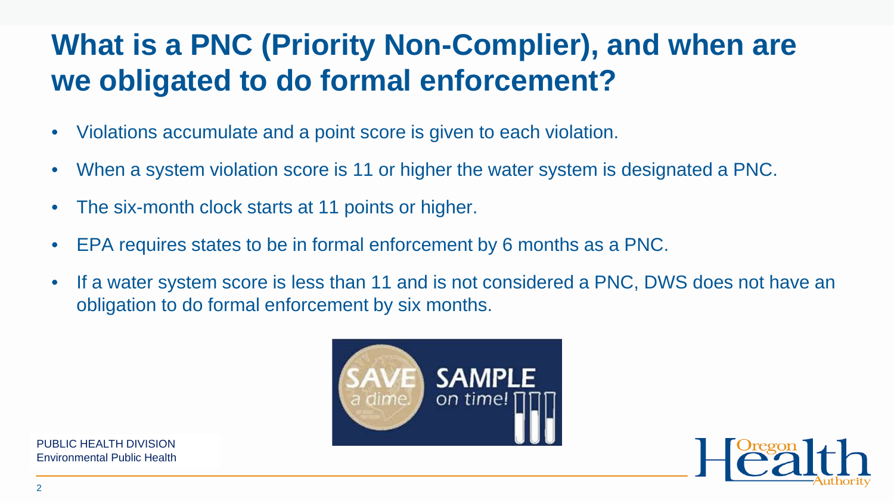# What is a PNC (Priority Non-Complier), and when are we obligated to do formal enforcement?

- Violations accumulate and a point score is given to each violation.
- When a system violation score is 11 or higher the water system is designated a PNC.
- The six-month clock starts at 11 points or higher.
- EPA requires states to be in formal enforcement by 6 months as a PNC.
- If a water system score is less than 11 and is not considered a PNC, DWS does not have an obligation to do formal enforcement by six months.

SAVE a dime. SAMPLE on time!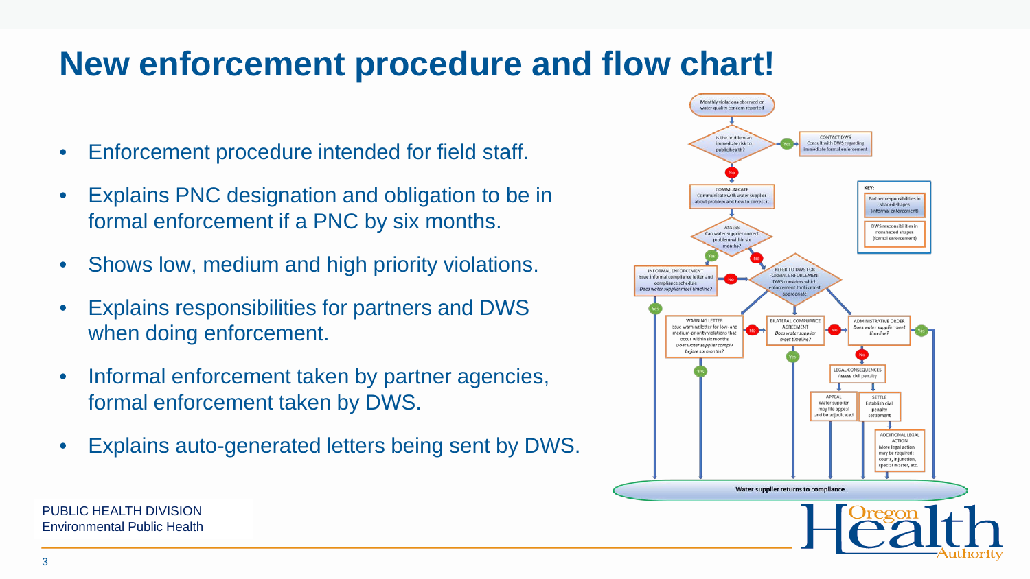# New enforcement procedure and flow chart!

- Enforcement procedure intended for field staff.
- Explains PNC designation and obligation to be in formal enforcement if a PNC by six months.
- Shows low, medium and high priority violations.
- Explains responsibilities for partners and DWS when doing enforcement.
- Informal enforcement taken by partner agencies, formal enforcement taken by DWS.
- Explains auto-generated letters being sent by DWS.

Monthly violations observed or water quality concern reported

Is the problem an immediate risk to public health?

- Yes → CONTACT DWS: Consult with DWS regarding immediate formal enforcement
- No → COMMUNICATE: Communicate with water supplier about problem and how to correct it

ASSESS: Can water supplier correct problem within six months?

- Yes → INFORMAL ENFORCEMENT: Issue informal compliance letter and compliance schedule. *Does water supplier meet timeline?*
  - Yes → Water supplier returns to compliance
  - No → REFER TO DWS FOR FORMAL ENFORCEMENT
- No → REFER TO DWS FOR FORMAL ENFORCEMENT: DWS considers which enforcement tool is most appropriate

WARNING LETTER: Issue warning letter for low- and medium-priority violations that occur within six months. *Does water supplier comply before six months?*

- Yes → Water supplier returns to compliance
- No → BILATERAL COMPLIANCE AGREEMENT

BILATERAL COMPLIANCE AGREEMENT: *Does water supplier meet timeline?*

- Yes → Water supplier returns to compliance
- No → ADMINISTRATIVE ORDER

ADMINISTRATIVE ORDER: *Does water supplier meet timeline?*

- Yes → Water supplier returns to compliance
- No → LEGAL CONSEQUENCES: Assess civil penalty
  - APPEAL: Water supplier may file appeal and be adjudicated
  - SETTLE: Establish civil penalty settlement
    - ADDITIONAL LEGAL ACTION: More legal action may be required: courts, injunction, special master, etc.

Water supplier returns to compliance

KEY:
- Partner responsibilities in shaded shapes (informal enforcement)
- DWS responsibilities in nonshaded shapes (formal enforcement)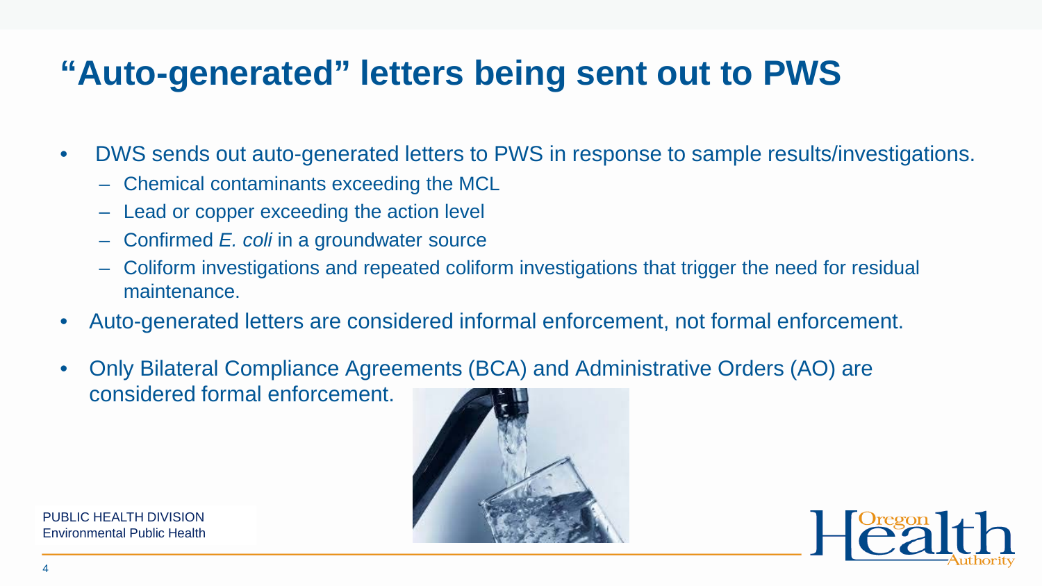# "Auto-generated" letters being sent out to PWS

- DWS sends out auto-generated letters to PWS in response to sample results/investigations.
  - Chemical contaminants exceeding the MCL
  - Lead or copper exceeding the action level
  - Confirmed *E. coli* in a groundwater source
  - Coliform investigations and repeated coliform investigations that trigger the need for residual maintenance.
- Auto-generated letters are considered informal enforcement, not formal enforcement.
- Only Bilateral Compliance Agreements (BCA) and Administrative Orders (AO) are considered formal enforcement.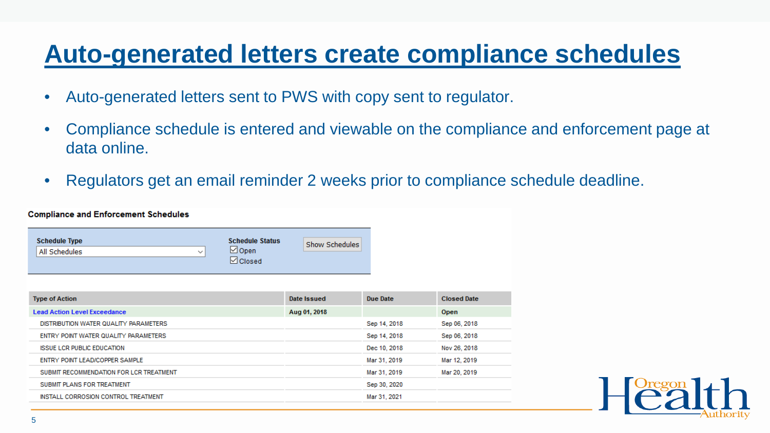# Auto-generated letters create compliance schedules

- Auto-generated letters sent to PWS with copy sent to regulator.
- Compliance schedule is entered and viewable on the compliance and enforcement page at data online.
- Regulators get an email reminder 2 weeks prior to compliance schedule deadline.

**Compliance and Enforcement Schedules**

Schedule Type: All Schedules

Schedule Status: ☑ Open ☑ Closed

Show Schedules

| Type of Action | Date Issued | Due Date | Closed Date |
|---|---|---|---|
| Lead Action Level Exceedance | Aug 01, 2018 | | Open |
| DISTRIBUTION WATER QUALITY PARAMETERS | | Sep 14, 2018 | Sep 06, 2018 |
| ENTRY POINT WATER QUALITY PARAMETERS | | Sep 14, 2018 | Sep 06, 2018 |
| ISSUE LCR PUBLIC EDUCATION | | Dec 10, 2018 | Nov 26, 2018 |
| ENTRY POINT LEAD/COPPER SAMPLE | | Mar 31, 2019 | Mar 12, 2019 |
| SUBMIT RECOMMENDATION FOR LCR TREATMENT | | Mar 31, 2019 | Mar 20, 2019 |
| SUBMIT PLANS FOR TREATMENT | | Sep 30, 2020 | |
| INSTALL CORROSION CONTROL TREATMENT | | Mar 31, 2021 | |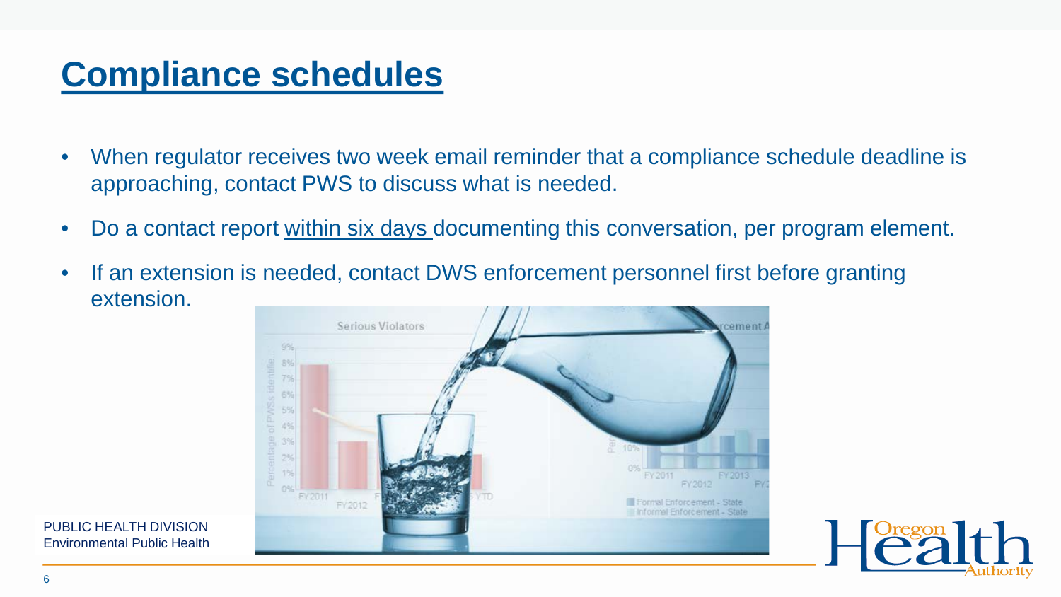# Compliance schedules

- When regulator receives two week email reminder that a compliance schedule deadline is approaching, contact PWS to discuss what is needed.
- Do a contact report within six days documenting this conversation, per program element.
- If an extension is needed, contact DWS enforcement personnel first before granting extension.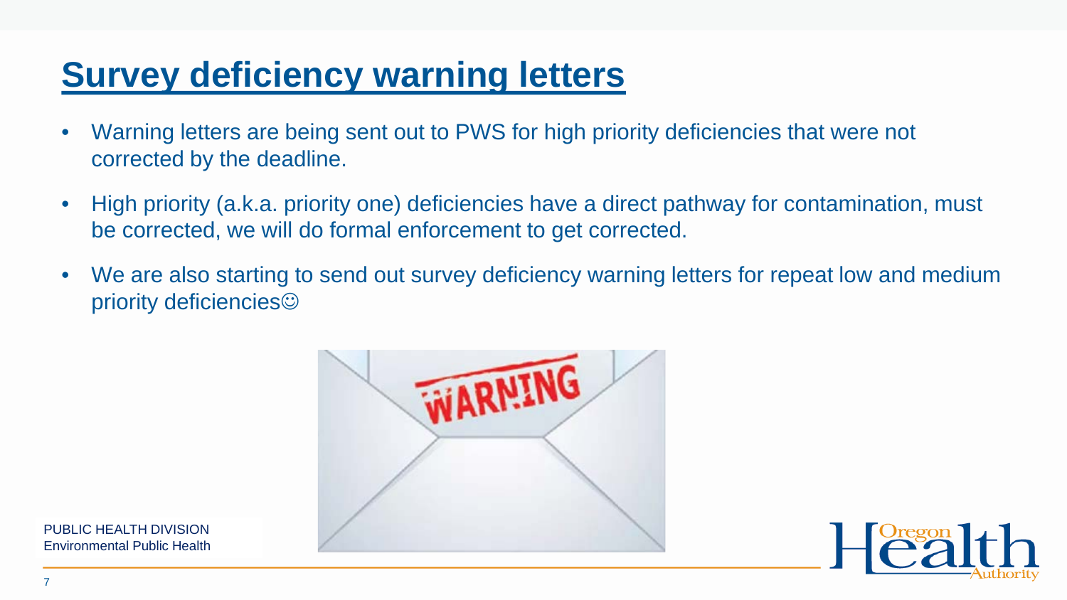# Survey deficiency warning letters

- Warning letters are being sent out to PWS for high priority deficiencies that were not corrected by the deadline.
- High priority (a.k.a. priority one) deficiencies have a direct pathway for contamination, must be corrected, we will do formal enforcement to get corrected.
- We are also starting to send out survey deficiency warning letters for repeat low and medium priority deficiencies☺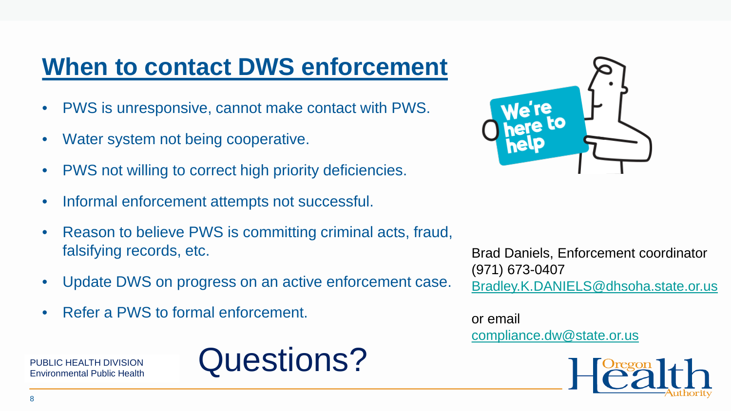# When to contact DWS enforcement

- PWS is unresponsive, cannot make contact with PWS.
- Water system not being cooperative.
- PWS not willing to correct high priority deficiencies.
- Informal enforcement attempts not successful.
- Reason to believe PWS is committing criminal acts, fraud, falsifying records, etc.
- Update DWS on progress on an active enforcement case.
- Refer a PWS to formal enforcement.

Brad Daniels, Enforcement coordinator
(971) 673-0407
Bradley.K.DANIELS@dhsoha.state.or.us

or email
compliance.dw@state.or.us

Questions?